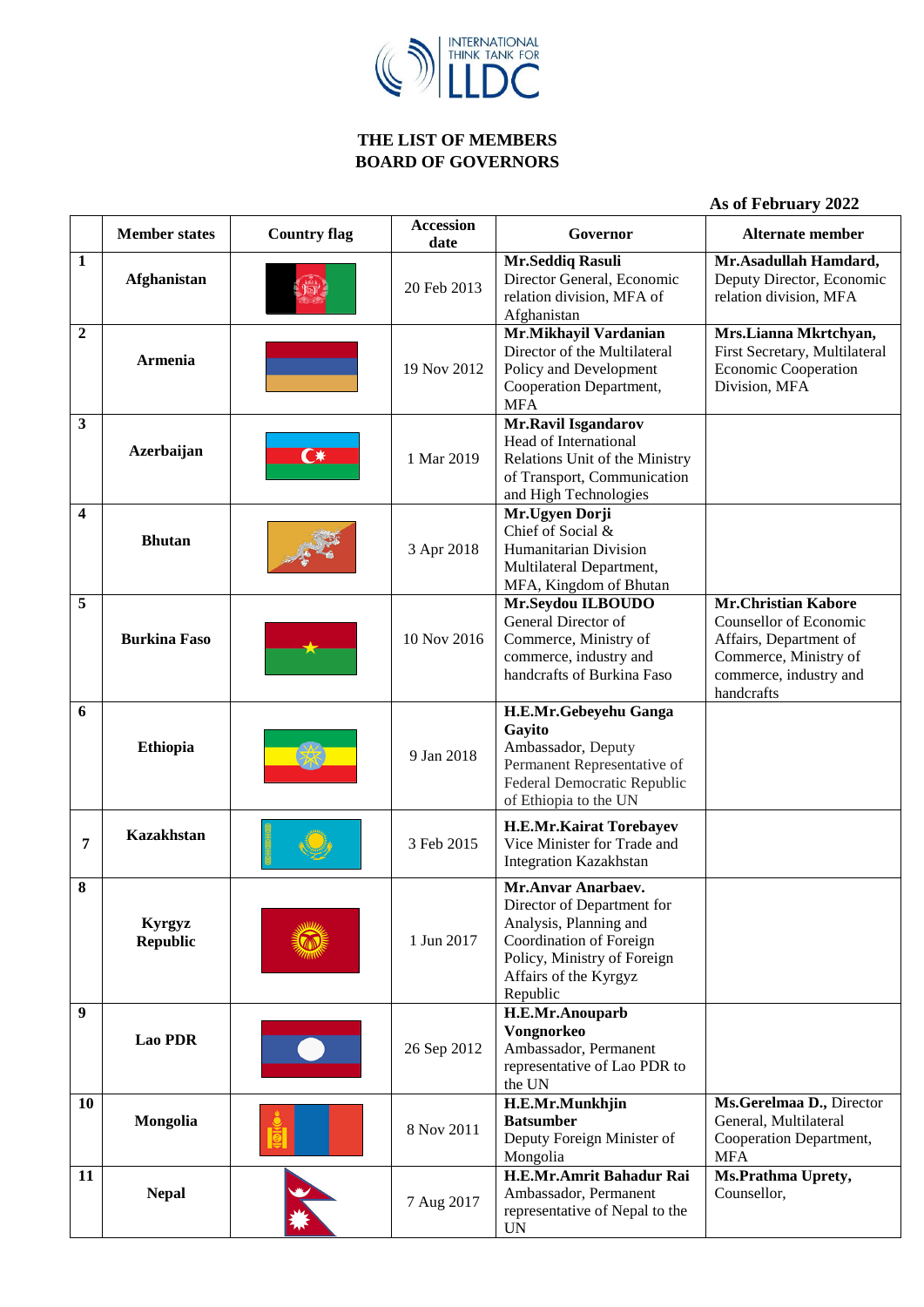INTERNATIONAL THINK TANK FOR LLDC

## THE LIST OF MEMBERS
## BOARD OF GOVERNORS

**As of February 2022**

| | Member states | Country flag | Accession date | Governor | Alternate member |
|---|---|---|---|---|---|
| **1** | **Afghanistan** | | 20 Feb 2013 | **Mr.Seddiq Rasuli** Director General, Economic relation division, MFA of Afghanistan | **Mr.Asadullah Hamdard,** Deputy Director, Economic relation division, MFA |
| **2** | **Armenia** | | 19 Nov 2012 | **Mr.Mikhayil Vardanian** Director of the Multilateral Policy and Development Cooperation Department, MFA | **Mrs.Lianna Mkrtchyan,** First Secretary, Multilateral Economic Cooperation Division, MFA |
| **3** | **Azerbaijan** | | 1 Mar 2019 | **Mr.Ravil Isgandarov** Head of International Relations Unit of the Ministry of Transport, Communication and High Technologies | |
| **4** | **Bhutan** | | 3 Apr 2018 | **Mr.Ugyen Dorji** Chief of Social & Humanitarian Division Multilateral Department, MFA, Kingdom of Bhutan | |
| **5** | **Burkina Faso** | | 10 Nov 2016 | **Mr.Seydou ILBOUDO** General Director of Commerce, Ministry of commerce, industry and handcrafts of Burkina Faso | **Mr.Christian Kabore** Counsellor of Economic Affairs, Department of Commerce, Ministry of commerce, industry and handcrafts |
| **6** | **Ethiopia** | | 9 Jan 2018 | **H.E.Mr.Gebeyehu Ganga Gayito** Ambassador, Deputy Permanent Representative of Federal Democratic Republic of Ethiopia to the UN | |
| **7** | **Kazakhstan** | | 3 Feb 2015 | **H.E.Mr.Kairat Torebayev** Vice Minister for Trade and Integration Kazakhstan | |
| **8** | **Kyrgyz Republic** | | 1 Jun 2017 | **Mr.Anvar Anarbaev.** Director of Department for Analysis, Planning and Coordination of Foreign Policy, Ministry of Foreign Affairs of the Kyrgyz Republic | |
| **9** | **Lao PDR** | | 26 Sep 2012 | **H.E.Mr.Anouparb Vongnorkeo** Ambassador, Permanent representative of Lao PDR to the UN | |
| **10** | **Mongolia** | | 8 Nov 2011 | **H.E.Mr.Munkhjin Batsumber** Deputy Foreign Minister of Mongolia | **Ms.Gerelmaa D.,** Director General, Multilateral Cooperation Department, MFA |
| **11** | **Nepal** | | 7 Aug 2017 | **H.E.Mr.Amrit Bahadur Rai** Ambassador, Permanent representative of Nepal to the UN | **Ms.Prathma Uprety,** Counsellor, |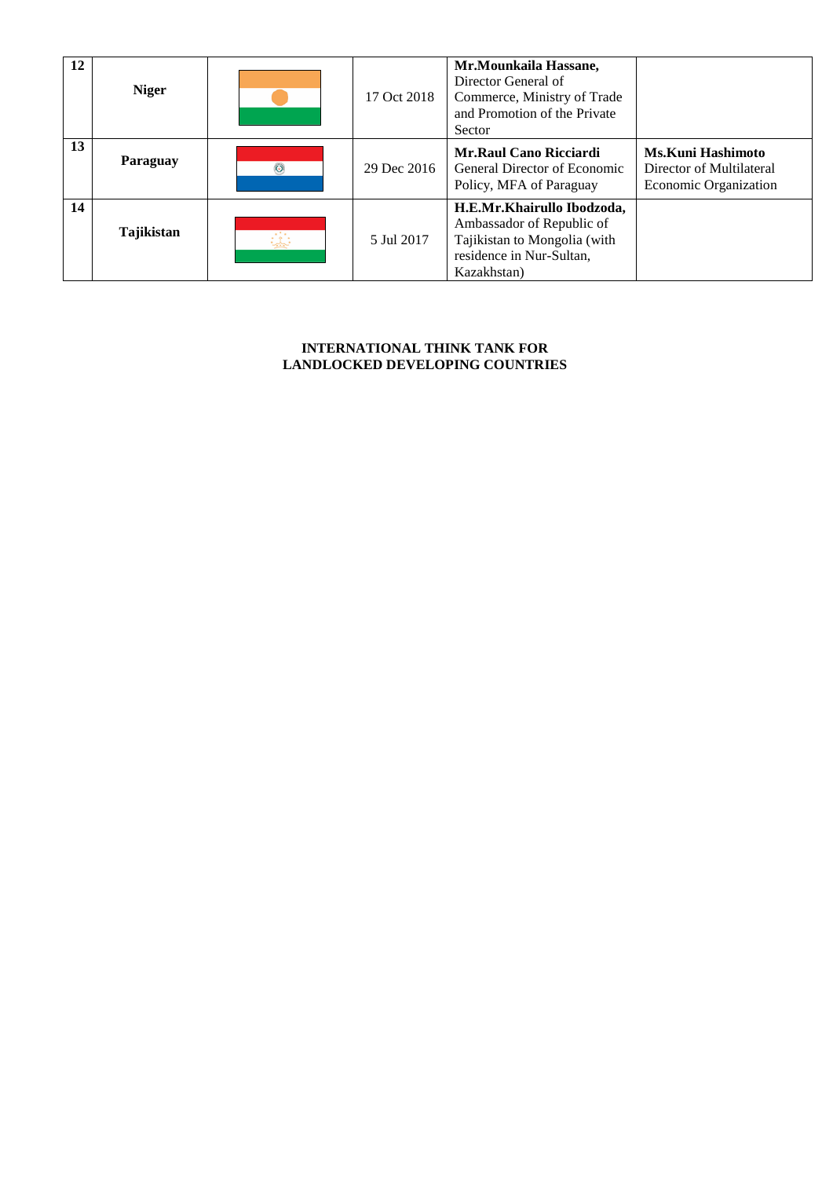| | | | | | |
|---|---|---|---|---|---|
| **12** | **Niger** | | 17 Oct 2018 | **Mr.Mounkaila Hassane,** Director General of Commerce, Ministry of Trade and Promotion of the Private Sector | |
| **13** | **Paraguay** | | 29 Dec 2016 | **Mr.Raul Cano Ricciardi** General Director of Economic Policy, MFA of Paraguay | **Ms.Kuni Hashimoto** Director of Multilateral Economic Organization |
| **14** | **Tajikistan** | | 5 Jul 2017 | **H.E.Mr.Khairullo Ibodzoda,** Ambassador of Republic of Tajikistan to Mongolia (with residence in Nur-Sultan, Kazakhstan) | |

**INTERNATIONAL THINK TANK FOR LANDLOCKED DEVELOPING COUNTRIES**